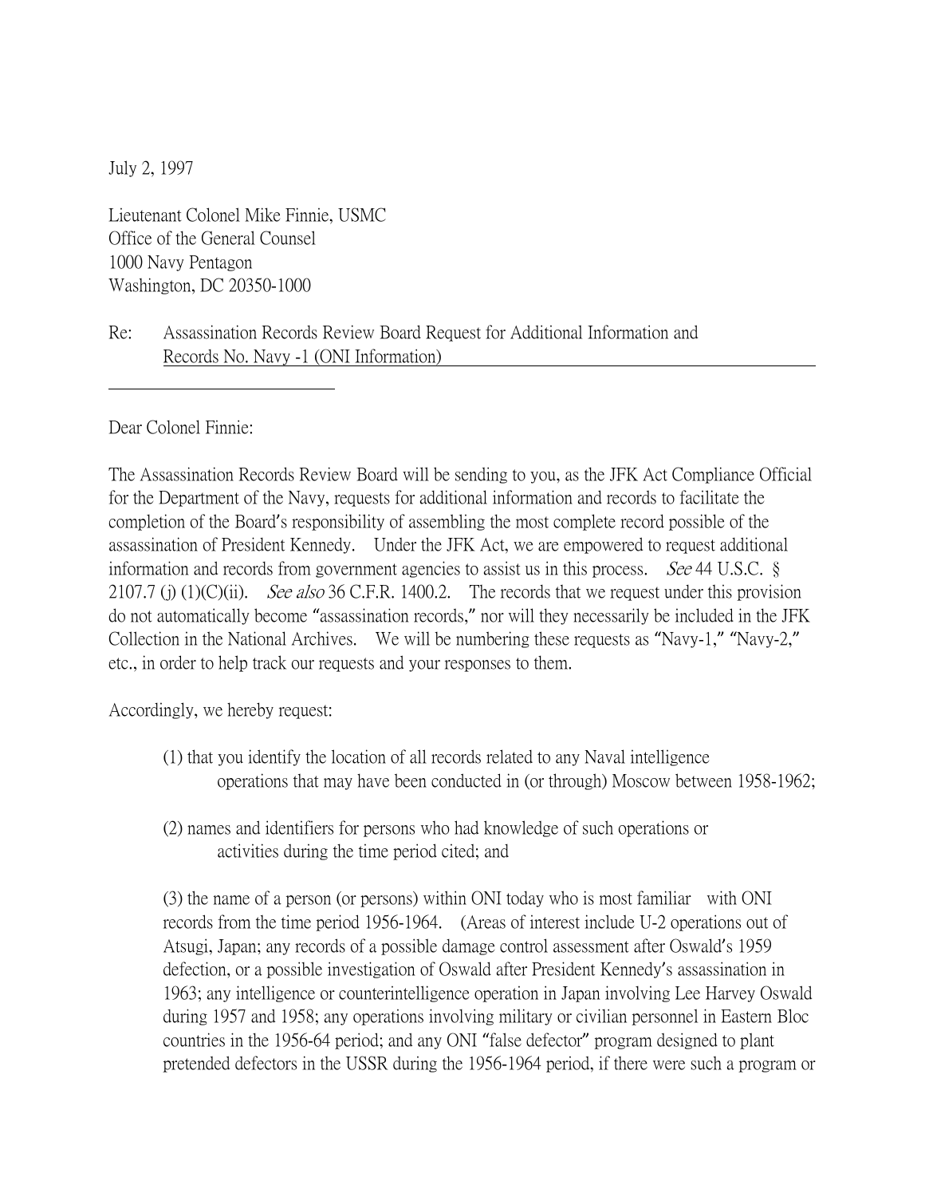July 2, 1997

Lieutenant Colonel Mike Finnie, USMC
Office of the General Counsel
1000 Navy Pentagon
Washington, DC 20350-1000

Re: Assassination Records Review Board Request for Additional Information and Records No. Navy -1 (ONI Information)

Dear Colonel Finnie:

The Assassination Records Review Board will be sending to you, as the JFK Act Compliance Official for the Department of the Navy, requests for additional information and records to facilitate the completion of the Board's responsibility of assembling the most complete record possible of the assassination of President Kennedy. Under the JFK Act, we are empowered to request additional information and records from government agencies to assist us in this process. *See* 44 U.S.C. § 2107.7 (j) (1)(C)(ii). *See also* 36 C.F.R. 1400.2. The records that we request under this provision do not automatically become "assassination records," nor will they necessarily be included in the JFK Collection in the National Archives. We will be numbering these requests as "Navy-1," "Navy-2," etc., in order to help track our requests and your responses to them.

Accordingly, we hereby request:

(1) that you identify the location of all records related to any Naval intelligence operations that may have been conducted in (or through) Moscow between 1958-1962;

(2) names and identifiers for persons who had knowledge of such operations or activities during the time period cited; and

(3) the name of a person (or persons) within ONI today who is most familiar with ONI records from the time period 1956-1964. (Areas of interest include U-2 operations out of Atsugi, Japan; any records of a possible damage control assessment after Oswald's 1959 defection, or a possible investigation of Oswald after President Kennedy's assassination in 1963; any intelligence or counterintelligence operation in Japan involving Lee Harvey Oswald during 1957 and 1958; any operations involving military or civilian personnel in Eastern Bloc countries in the 1956-64 period; and any ONI "false defector" program designed to plant pretended defectors in the USSR during the 1956-1964 period, if there were such a program or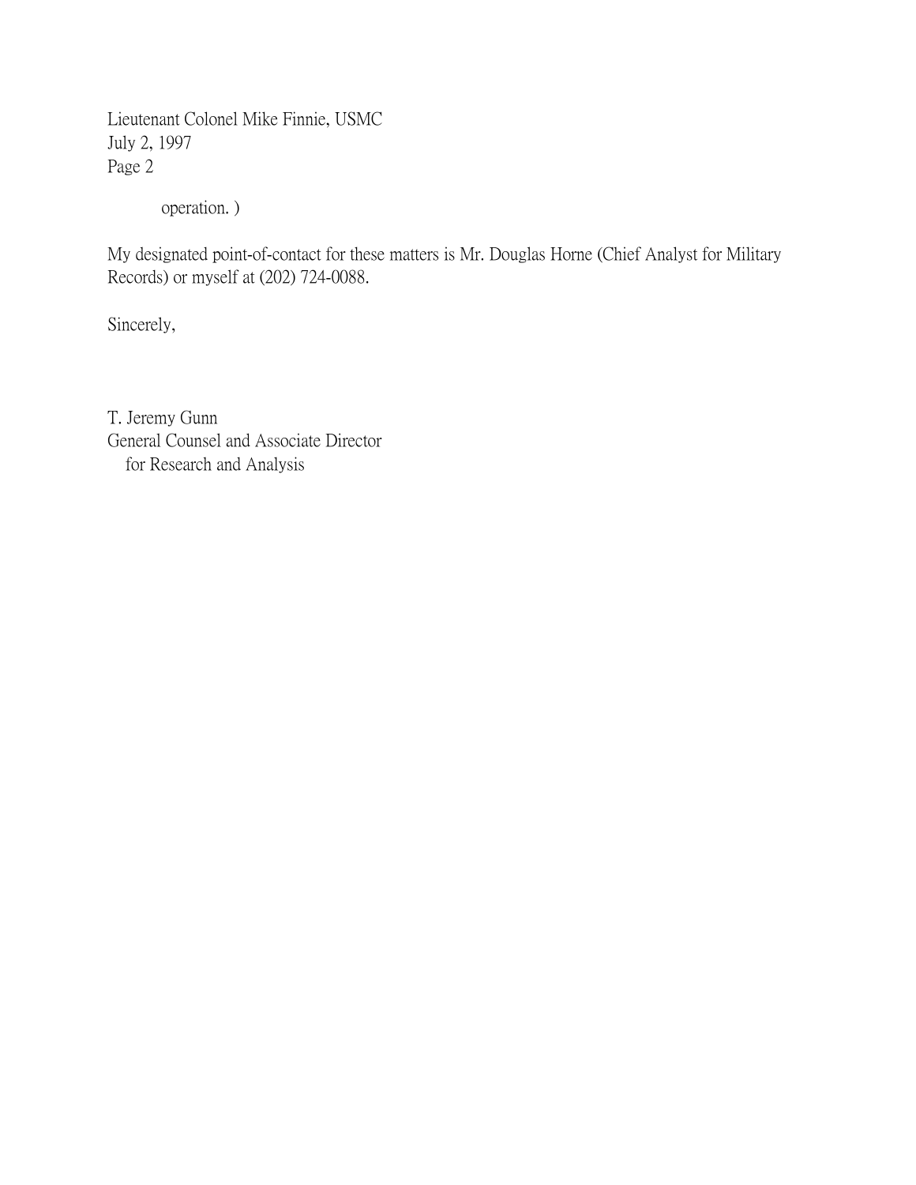Lieutenant Colonel Mike Finnie, USMC
July 2, 1997
Page 2

operation. )

My designated point-of-contact for these matters is Mr. Douglas Horne (Chief Analyst for Military Records) or myself at (202) 724-0088.

Sincerely,

T. Jeremy Gunn
General Counsel and Associate Director
for Research and Analysis